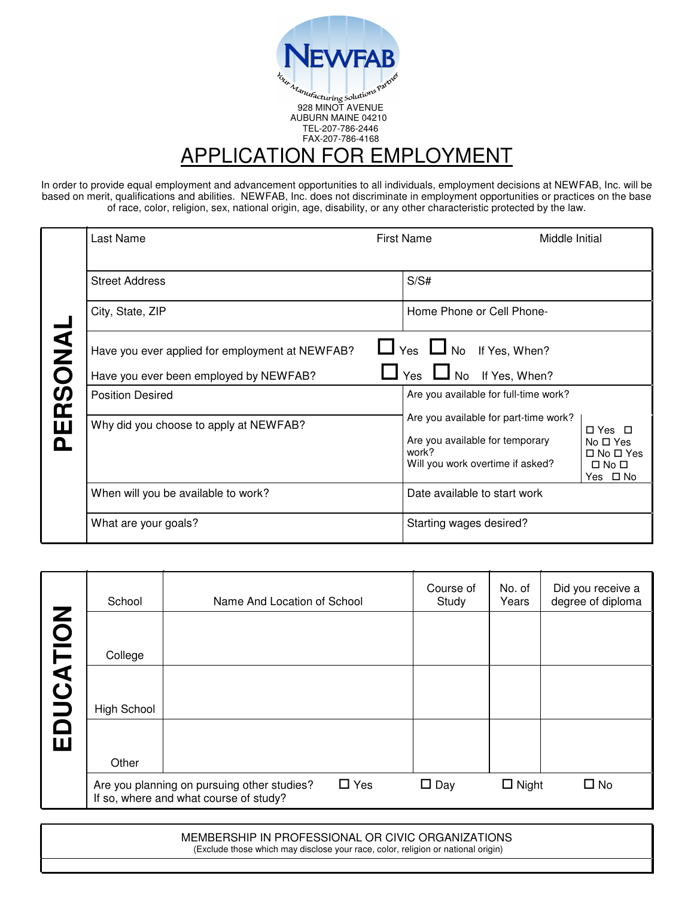NEWFAB

Your Manufacturing Solutions Partner

928 MINOT AVENUE
AUBURN MAINE 04210
TEL-207-786-2446
FAX-207-786-4168

# APPLICATION FOR EMPLOYMENT

In order to provide equal employment and advancement opportunities to all individuals, employment decisions at NEWFAB, Inc. will be based on merit, qualifications and abilities. NEWFAB, Inc. does not discriminate in employment opportunities or practices on the base of race, color, religion, sex, national origin, age, disability, or any other characteristic protected by the law.

## PERSONAL

| Last Name | First Name | Middle Initial |
|---|---|---|
| Street Address | S/S# | |
| City, State, ZIP | Home Phone or Cell Phone- | |

Have you ever applied for employment at NEWFAB? ☐ Yes ☐ No If Yes, When?

Have you ever been employed by NEWFAB? ☐ Yes ☐ No If Yes, When?

| | | |
|---|---|---|
| Position Desired | Are you available for full-time work? | ☐ Yes ☐ No |
| Why did you choose to apply at NEWFAB? | Are you available for part-time work? | ☐ Yes ☐ No |
| | Are you available for temporary work? | ☐ Yes ☐ No |
| | Will you work overtime if asked? | ☐ Yes ☐ No |
| When will you be available to work? | Date available to start work | |
| What are your goals? | Starting wages desired? | |

## EDUCATION

| School | Name And Location of School | Course of Study | No. of Years | Did you receive a degree of diploma |
|---|---|---|---|---|
| College | | | | |
| High School | | | | |
| Other | | | | |

Are you planning on pursuing other studies? ☐ Yes ☐ Day ☐ Night ☐ No
If so, where and what course of study?

## MEMBERSHIP IN PROFESSIONAL OR CIVIC ORGANIZATIONS

(Exclude those which may disclose your race, color, religion or national origin)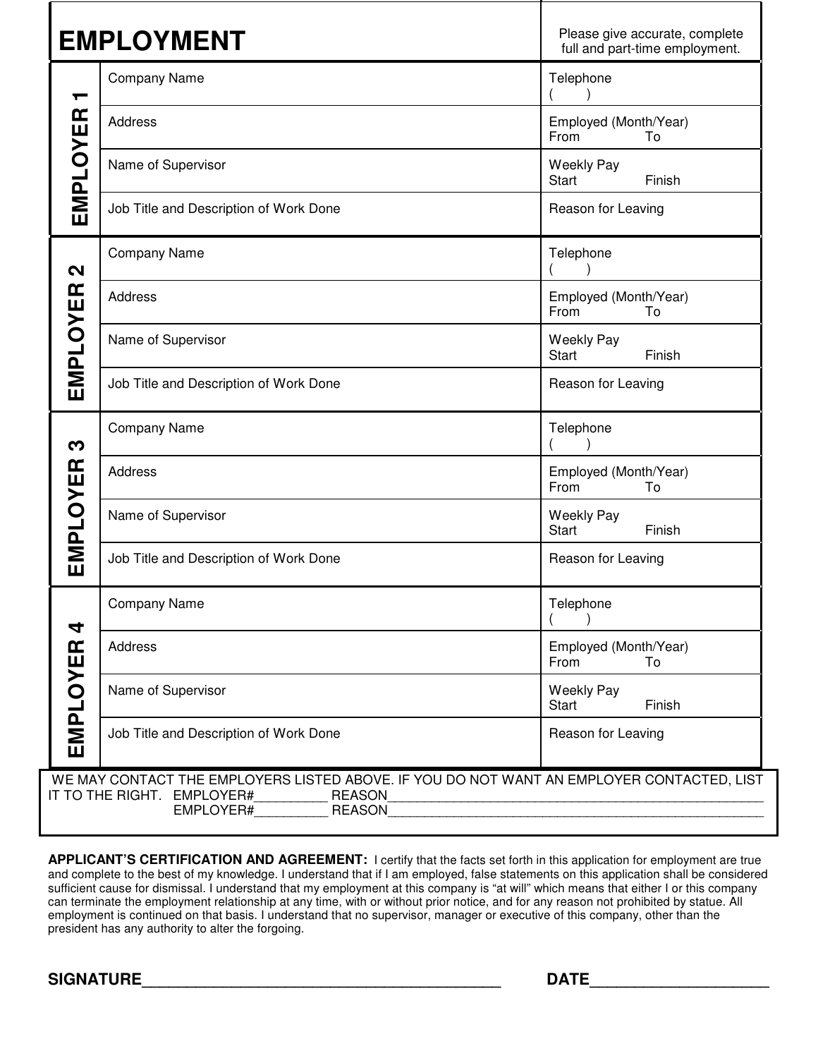# EMPLOYMENT

Please give accurate, complete full and part-time employment.

| EMPLOYER 1 | | |
|---|---|---|
| | Company Name | Telephone<br>(        ) |
| | Address | Employed (Month/Year)<br>From                To |
| | Name of Supervisor | Weekly Pay<br>Start                Finish |
| | Job Title and Description of Work Done | Reason for Leaving |

| EMPLOYER 2 | | |
|---|---|---|
| | Company Name | Telephone<br>(        ) |
| | Address | Employed (Month/Year)<br>From                To |
| | Name of Supervisor | Weekly Pay<br>Start                Finish |
| | Job Title and Description of Work Done | Reason for Leaving |

| EMPLOYER 3 | | |
|---|---|---|
| | Company Name | Telephone<br>(        ) |
| | Address | Employed (Month/Year)<br>From                To |
| | Name of Supervisor | Weekly Pay<br>Start                Finish |
| | Job Title and Description of Work Done | Reason for Leaving |

| EMPLOYER 4 | | |
|---|---|---|
| | Company Name | Telephone<br>(        ) |
| | Address | Employed (Month/Year)<br>From                To |
| | Name of Supervisor | Weekly Pay<br>Start                Finish |
| | Job Title and Description of Work Done | Reason for Leaving |

WE MAY CONTACT THE EMPLOYERS LISTED ABOVE. IF YOU DO NOT WANT AN EMPLOYER CONTACTED, LIST IT TO THE RIGHT. EMPLOYER#__________ REASON____________________________________________________
EMPLOYER#__________ REASON____________________________________________________

**APPLICANT'S CERTIFICATION AND AGREEMENT:** I certify that the facts set forth in this application for employment are true and complete to the best of my knowledge. I understand that if I am employed, false statements on this application shall be considered sufficient cause for dismissal. I understand that my employment at this company is "at will" which means that either I or this company can terminate the employment relationship at any time, with or without prior notice, and for any reason not prohibited by statue. All employment is continued on that basis. I understand that no supervisor, manager or executive of this company, other than the president has any authority to alter the forgoing.

**SIGNATURE**_____________________________________________ **DATE**_____________________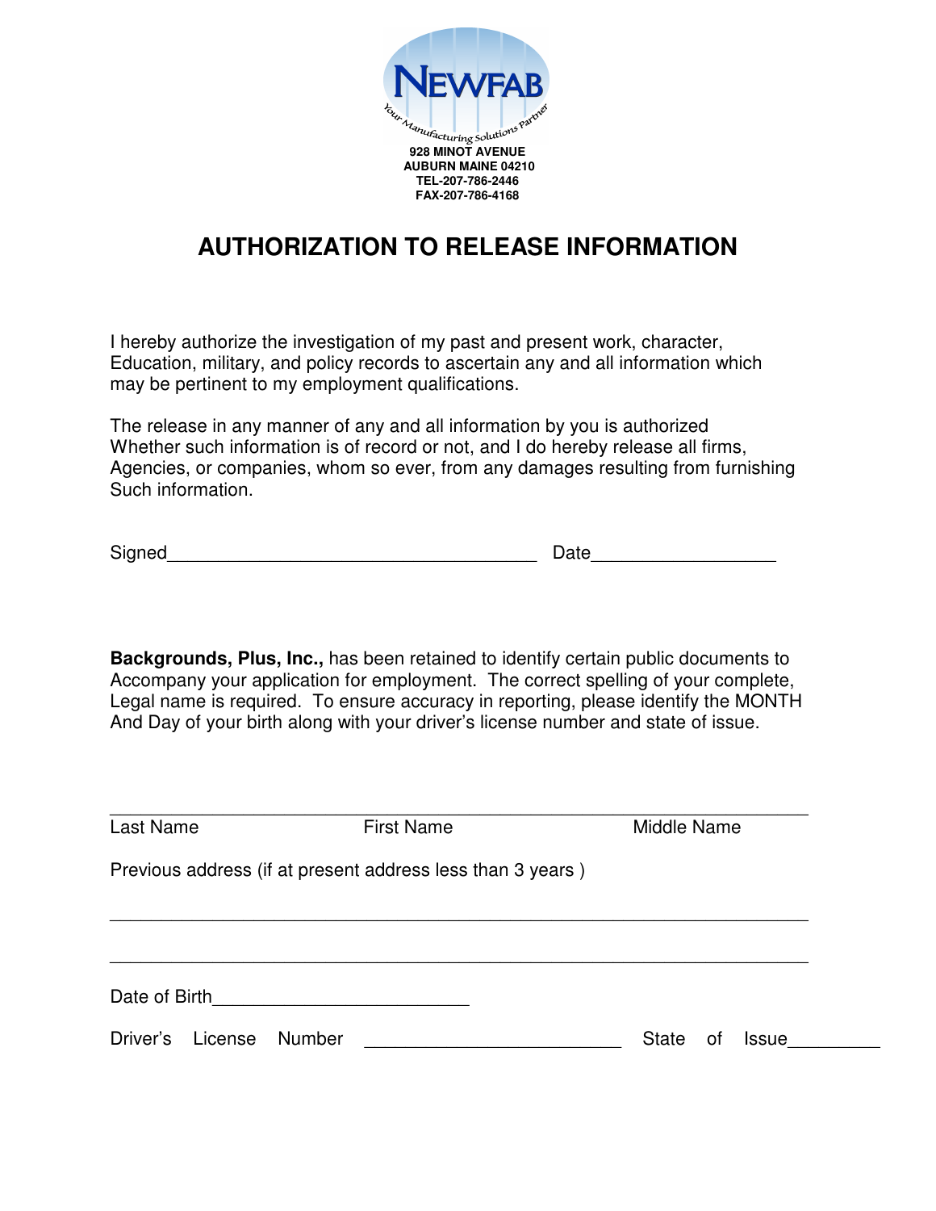NEWFAB

Your Manufacturing Solutions Partner

**928 MINOT AVENUE**
**AUBURN MAINE 04210**
**TEL-207-786-2446**
**FAX-207-786-4168**

# AUTHORIZATION TO RELEASE INFORMATION

I hereby authorize the investigation of my past and present work, character, Education, military, and policy records to ascertain any and all information which may be pertinent to my employment qualifications.

The release in any manner of any and all information by you is authorized Whether such information is of record or not, and I do hereby release all firms, Agencies, or companies, whom so ever, from any damages resulting from furnishing Such information.

Signed_____________________________________ Date__________________

**Backgrounds, Plus, Inc.,** has been retained to identify certain public documents to Accompany your application for employment. The correct spelling of your complete, Legal name is required. To ensure accuracy in reporting, please identify the MONTH And Day of your birth along with your driver's license number and state of issue.

______________________________________________________________________

Last Name First Name Middle Name

Previous address (if at present address less than 3 years )

______________________________________________________________________

______________________________________________________________________

Date of Birth_________________________

Driver's License Number _________________________ State of Issue_________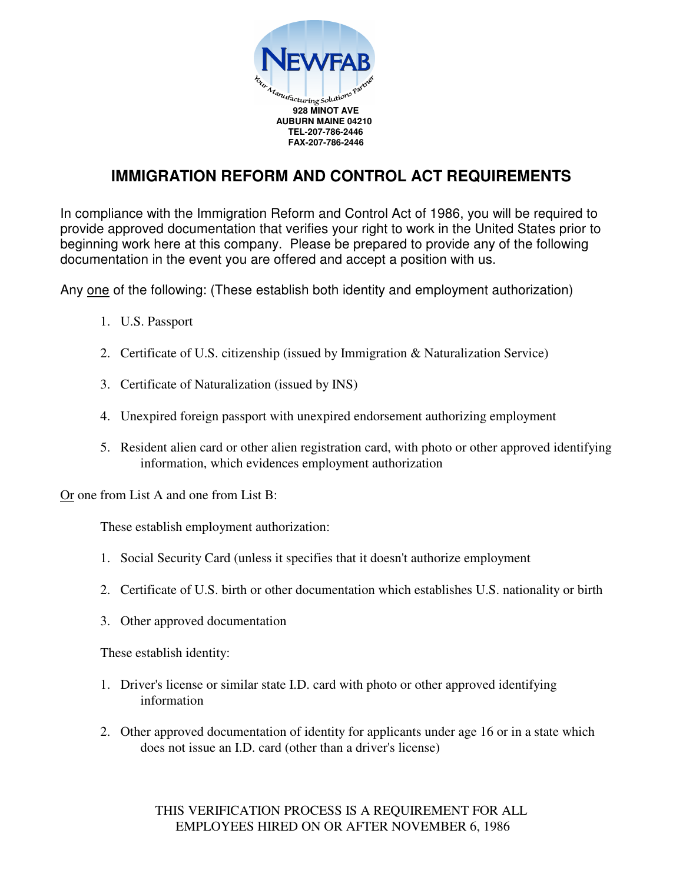NEWFAB

Your Manufacturing Solutions Partner

**928 MINOT AVE**
**AUBURN MAINE 04210**
**TEL-207-786-2446**
**FAX-207-786-2446**

# IMMIGRATION REFORM AND CONTROL ACT REQUIREMENTS

In compliance with the Immigration Reform and Control Act of 1986, you will be required to provide approved documentation that verifies your right to work in the United States prior to beginning work here at this company. Please be prepared to provide any of the following documentation in the event you are offered and accept a position with us.

Any <u>one</u> of the following: (These establish both identity and employment authorization)

1. U.S. Passport
2. Certificate of U.S. citizenship (issued by Immigration & Naturalization Service)
3. Certificate of Naturalization (issued by INS)
4. Unexpired foreign passport with unexpired endorsement authorizing employment
5. Resident alien card or other alien registration card, with photo or other approved identifying information, which evidences employment authorization

<u>Or</u> one from List A and one from List B:

These establish employment authorization:

1. Social Security Card (unless it specifies that it doesn't authorize employment
2. Certificate of U.S. birth or other documentation which establishes U.S. nationality or birth
3. Other approved documentation

These establish identity:

1. Driver's license or similar state I.D. card with photo or other approved identifying information
2. Other approved documentation of identity for applicants under age 16 or in a state which does not issue an I.D. card (other than a driver's license)

THIS VERIFICATION PROCESS IS A REQUIREMENT FOR ALL EMPLOYEES HIRED ON OR AFTER NOVEMBER 6, 1986